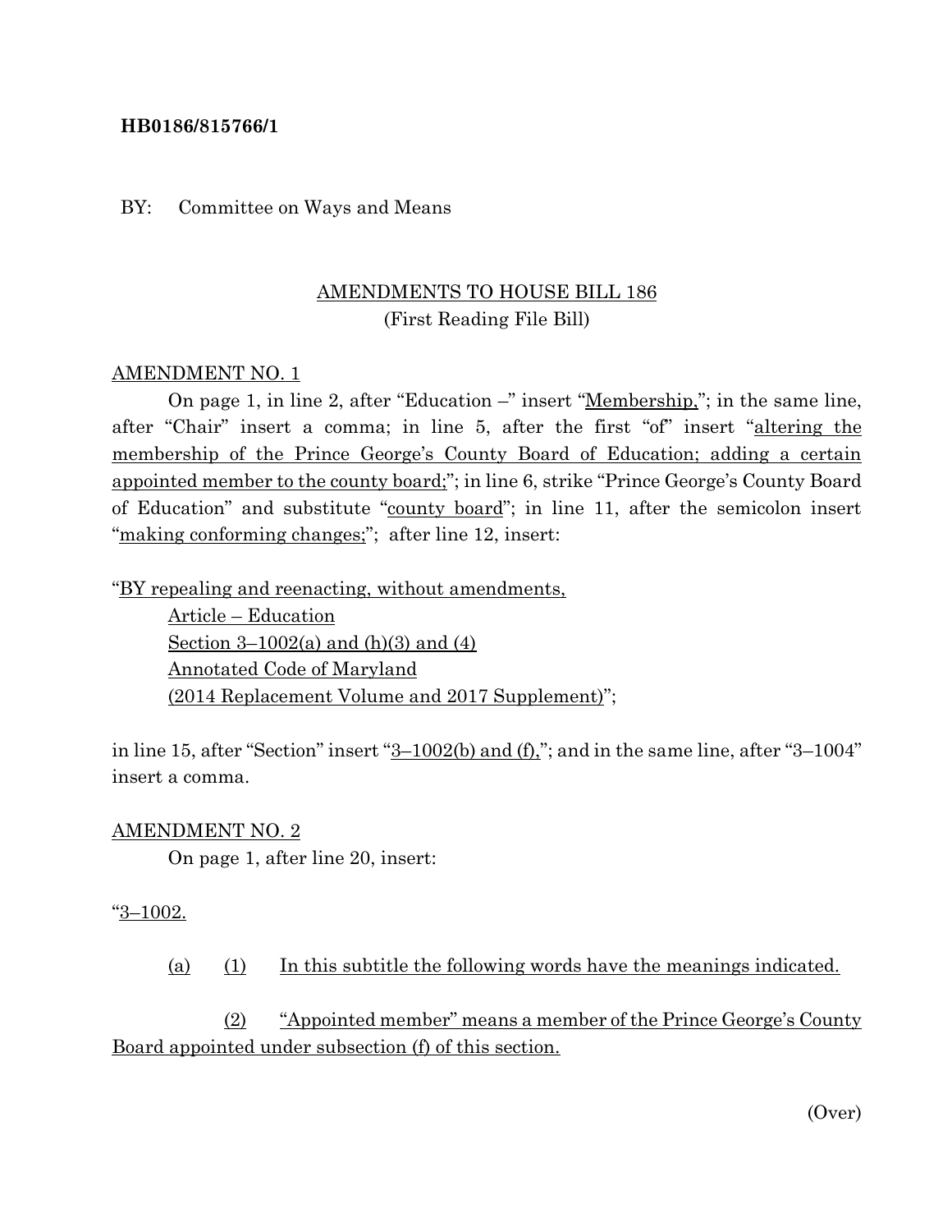**HB0186/815766/1**

BY: Committee on Ways and Means

AMENDMENTS TO HOUSE BILL 186
(First Reading File Bill)

AMENDMENT NO. 1

On page 1, in line 2, after "Education –" insert "Membership,"; in the same line, after "Chair" insert a comma; in line 5, after the first "of" insert "altering the membership of the Prince George's County Board of Education; adding a certain appointed member to the county board;"; in line 6, strike "Prince George's County Board of Education" and substitute "county board"; in line 11, after the semicolon insert "making conforming changes;"; after line 12, insert:

"BY repealing and reenacting, without amendments,
Article – Education
Section 3–1002(a) and (h)(3) and (4)
Annotated Code of Maryland
(2014 Replacement Volume and 2017 Supplement)";

in line 15, after "Section" insert "3–1002(b) and (f),"; and in the same line, after "3–1004" insert a comma.

AMENDMENT NO. 2

On page 1, after line 20, insert:

"3–1002.

(a) (1) In this subtitle the following words have the meanings indicated.

(2) "Appointed member" means a member of the Prince George's County Board appointed under subsection (f) of this section.

(Over)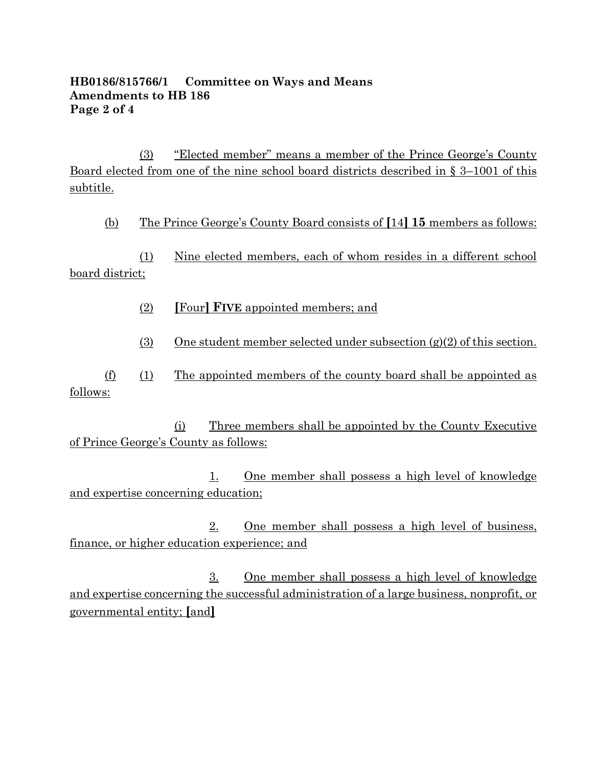**HB0186/815766/1 Committee on Ways and Means**
**Amendments to HB 186**

(3) "Elected member" means a member of the Prince George's County Board elected from one of the nine school board districts described in § 3–1001 of this subtitle.

(b) The Prince George's County Board consists of **[**14**] 15** members as follows:

(1) Nine elected members, each of whom resides in a different school board district;

(2) **[**Four**] FIVE** appointed members; and

(3) One student member selected under subsection (g)(2) of this section.

(f) (1) The appointed members of the county board shall be appointed as follows:

(i) Three members shall be appointed by the County Executive of Prince George's County as follows:

1. One member shall possess a high level of knowledge and expertise concerning education;

2. One member shall possess a high level of business, finance, or higher education experience; and

3. One member shall possess a high level of knowledge and expertise concerning the successful administration of a large business, nonprofit, or governmental entity; **[**and**]**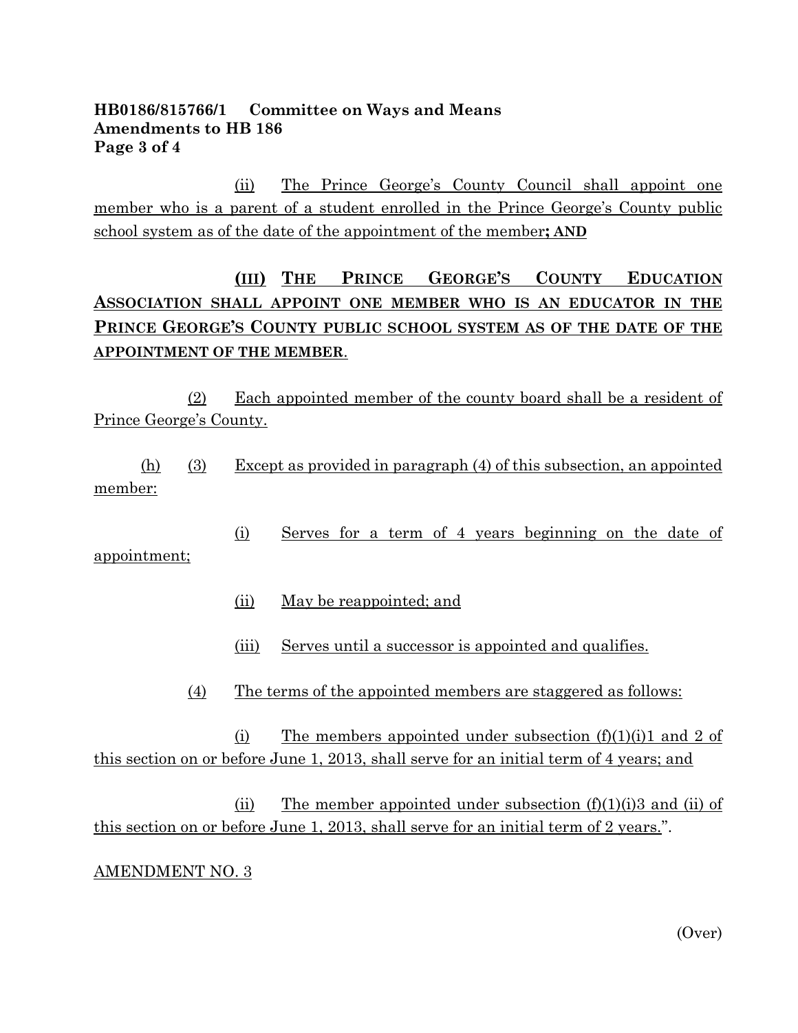(ii) The Prince George's County Council shall appoint one member who is a parent of a student enrolled in the Prince George's County public school system as of the date of the appointment of the member**; AND**

**(III) THE PRINCE GEORGE'S COUNTY EDUCATION ASSOCIATION SHALL APPOINT ONE MEMBER WHO IS AN EDUCATOR IN THE PRINCE GEORGE'S COUNTY PUBLIC SCHOOL SYSTEM AS OF THE DATE OF THE APPOINTMENT OF THE MEMBER**.

(2) Each appointed member of the county board shall be a resident of Prince George's County.

(h) (3) Except as provided in paragraph (4) of this subsection, an appointed member:

(i) Serves for a term of 4 years beginning on the date of appointment;

(ii) May be reappointed; and

(iii) Serves until a successor is appointed and qualifies.

(4) The terms of the appointed members are staggered as follows:

(i) The members appointed under subsection (f)(1)(i)1 and 2 of this section on or before June 1, 2013, shall serve for an initial term of 4 years; and

(ii) The member appointed under subsection (f)(1)(i)3 and (ii) of this section on or before June 1, 2013, shall serve for an initial term of 2 years.".

AMENDMENT NO. 3

(Over)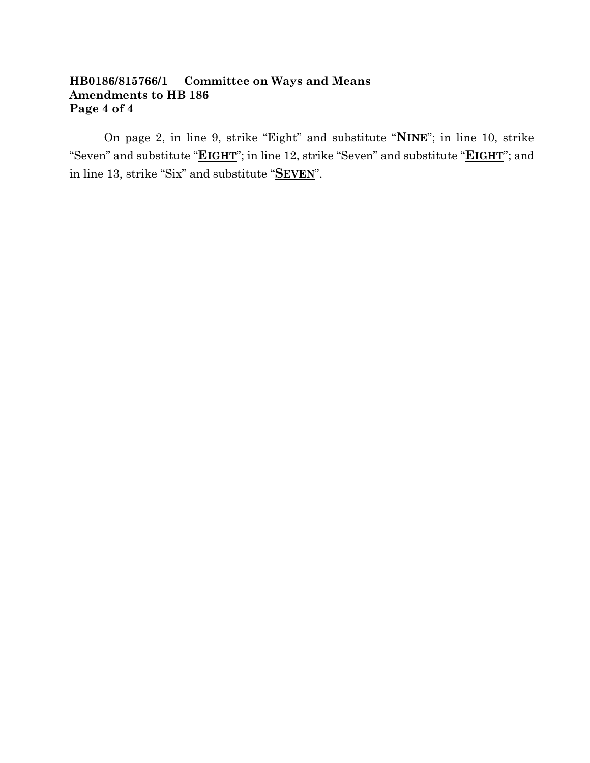**HB0186/815766/1 Committee on Ways and Means**
**Amendments to HB 186**

On page 2, in line 9, strike "Eight" and substitute "**NINE**"; in line 10, strike "Seven" and substitute "**EIGHT**"; in line 12, strike "Seven" and substitute "**EIGHT**"; and in line 13, strike "Six" and substitute "**SEVEN**".